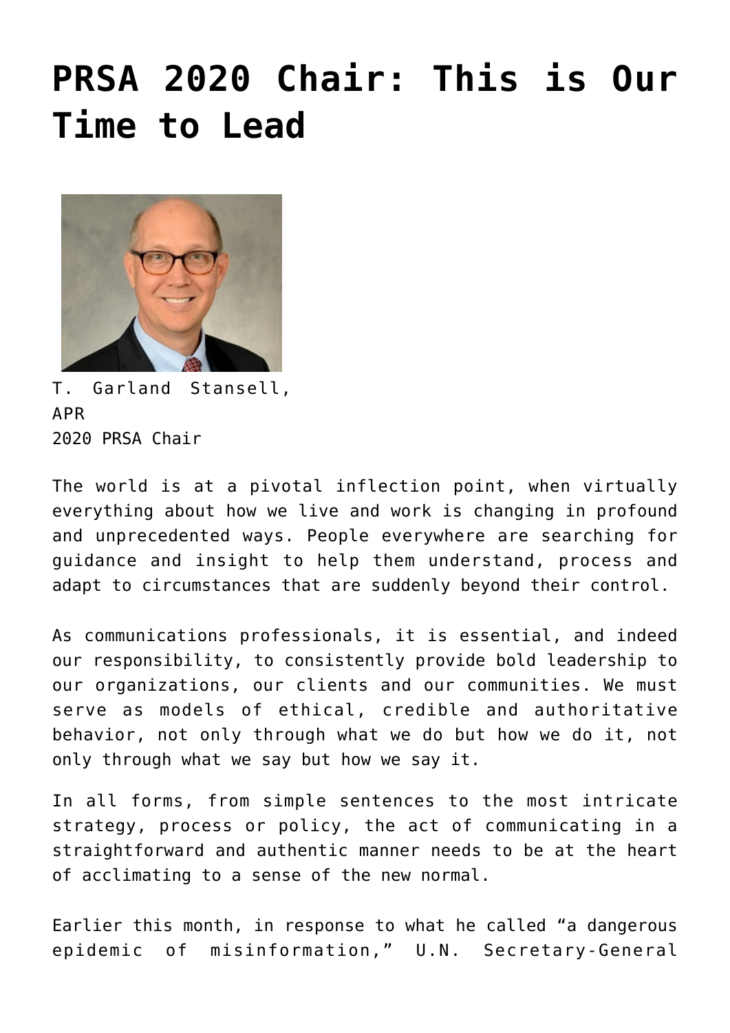# PRSA 2020 Chair: This is Our Time to Lead

T. Garland Stansell, APR
2020 PRSA Chair

The world is at a pivotal inflection point, when virtually everything about how we live and work is changing in profound and unprecedented ways. People everywhere are searching for guidance and insight to help them understand, process and adapt to circumstances that are suddenly beyond their control.

As communications professionals, it is essential, and indeed our responsibility, to consistently provide bold leadership to our organizations, our clients and our communities. We must serve as models of ethical, credible and authoritative behavior, not only through what we do but how we do it, not only through what we say but how we say it.

In all forms, from simple sentences to the most intricate strategy, process or policy, the act of communicating in a straightforward and authentic manner needs to be at the heart of acclimating to a sense of the new normal.

Earlier this month, in response to what he called "a dangerous epidemic of misinformation," U.N. Secretary-General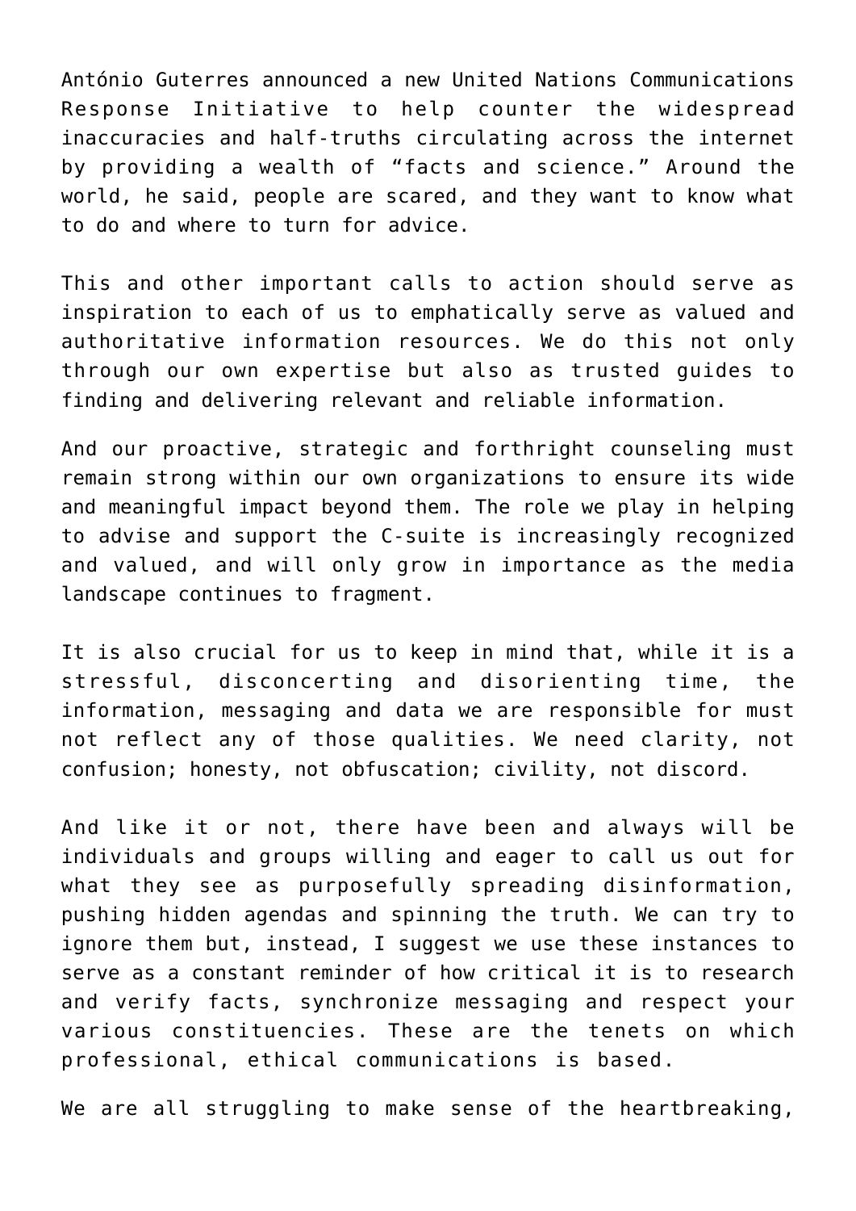António Guterres announced a new United Nations Communications Response Initiative to help counter the widespread inaccuracies and half-truths circulating across the internet by providing a wealth of “facts and science.” Around the world, he said, people are scared, and they want to know what to do and where to turn for advice.

This and other important calls to action should serve as inspiration to each of us to emphatically serve as valued and authoritative information resources. We do this not only through our own expertise but also as trusted guides to finding and delivering relevant and reliable information.

And our proactive, strategic and forthright counseling must remain strong within our own organizations to ensure its wide and meaningful impact beyond them. The role we play in helping to advise and support the C-suite is increasingly recognized and valued, and will only grow in importance as the media landscape continues to fragment.

It is also crucial for us to keep in mind that, while it is a stressful, disconcerting and disorienting time, the information, messaging and data we are responsible for must not reflect any of those qualities. We need clarity, not confusion; honesty, not obfuscation; civility, not discord.

And like it or not, there have been and always will be individuals and groups willing and eager to call us out for what they see as purposefully spreading disinformation, pushing hidden agendas and spinning the truth. We can try to ignore them but, instead, I suggest we use these instances to serve as a constant reminder of how critical it is to research and verify facts, synchronize messaging and respect your various constituencies. These are the tenets on which professional, ethical communications is based.

We are all struggling to make sense of the heartbreaking,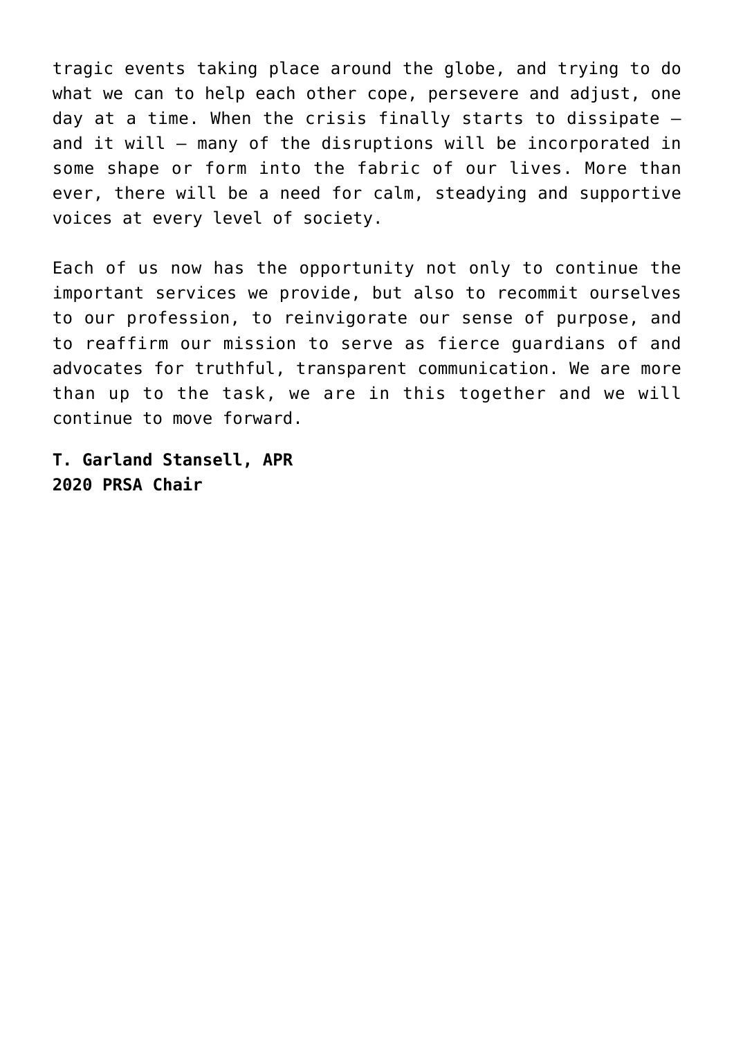tragic events taking place around the globe, and trying to do what we can to help each other cope, persevere and adjust, one day at a time. When the crisis finally starts to dissipate — and it will — many of the disruptions will be incorporated in some shape or form into the fabric of our lives. More than ever, there will be a need for calm, steadying and supportive voices at every level of society.

Each of us now has the opportunity not only to continue the important services we provide, but also to recommit ourselves to our profession, to reinvigorate our sense of purpose, and to reaffirm our mission to serve as fierce guardians of and advocates for truthful, transparent communication. We are more than up to the task, we are in this together and we will continue to move forward.

**T. Garland Stansell, APR**
**2020 PRSA Chair**